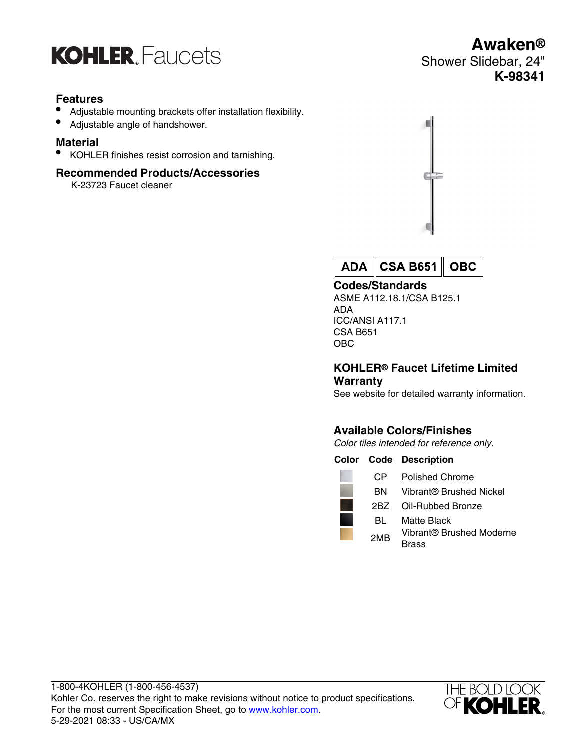KOHLER. Faucets

# Awaken®

Shower Slidebar, 24"

**K-98341**

## Features

- Adjustable mounting brackets offer installation flexibility.
- Adjustable angle of handshower.

## Material

- KOHLER finishes resist corrosion and tarnishing.

## Recommended Products/Accessories

K-23723 Faucet cleaner

**ADA** | **CSA B651** | **OBC**

## Codes/Standards

ASME A112.18.1/CSA B125.1
ADA
ICC/ANSI A117.1
CSA B651
OBC

## KOHLER® Faucet Lifetime Limited Warranty

See website for detailed warranty information.

## Available Colors/Finishes

*Color tiles intended for reference only.*

| Color | Code | Description |
|---|---|---|
| | CP | Polished Chrome |
| | BN | Vibrant® Brushed Nickel |
| | 2BZ | Oil-Rubbed Bronze |
| | BL | Matte Black |
| | 2MB | Vibrant® Brushed Moderne Brass |

1-800-4KOHLER (1-800-456-4537)
Kohler Co. reserves the right to make revisions without notice to product specifications.
For the most current Specification Sheet, go to www.kohler.com.
5-29-2021 08:33 - US/CA/MX

THE BOLD LOOK OF KOHLER.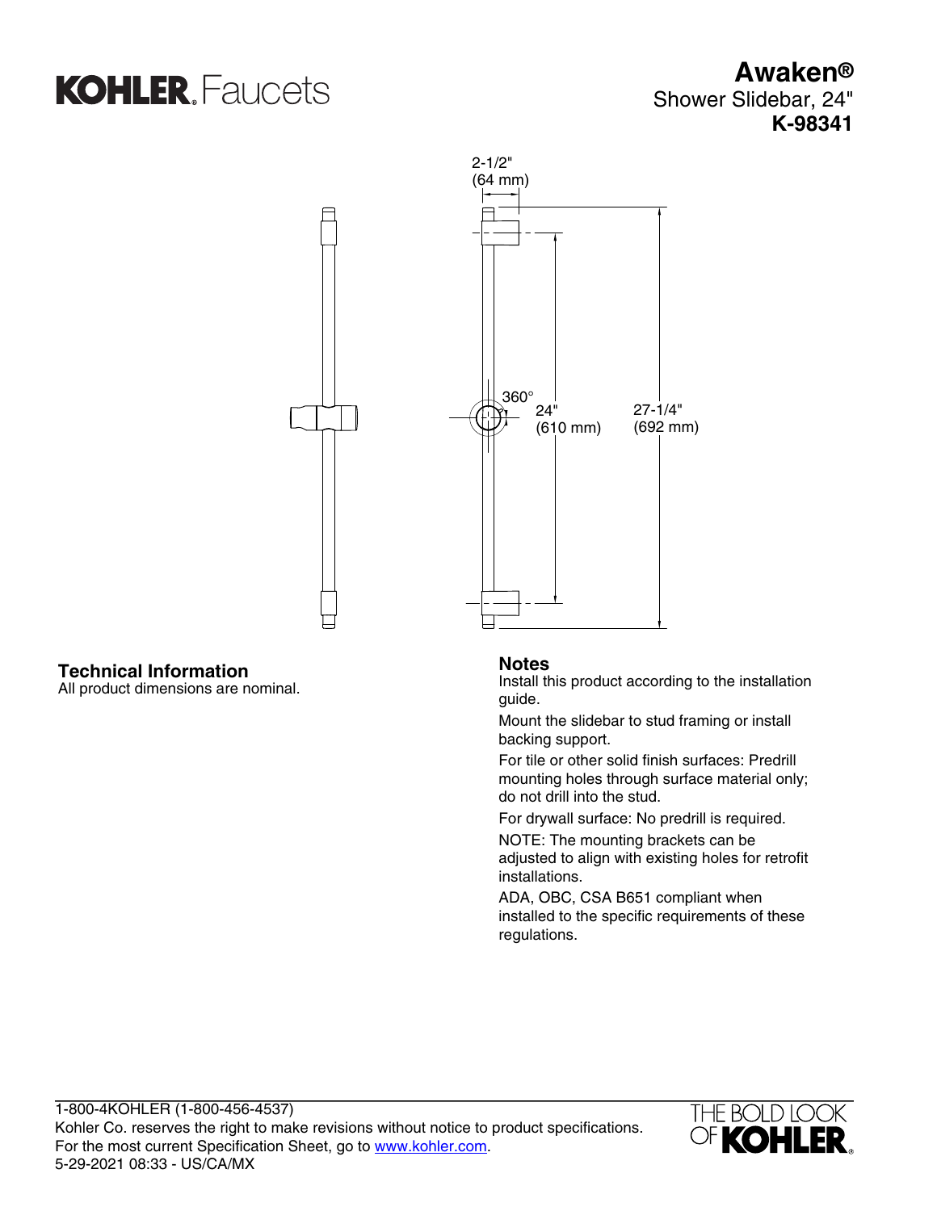# KOHLER. Faucets

**Awaken®**
Shower Slidebar, 24"
**K-98341**

2-1/2"
(64 mm)

360°

24"
(610 mm)

27-1/4"
(692 mm)

## Technical Information

All product dimensions are nominal.

## Notes

Install this product according to the installation guide.

Mount the slidebar to stud framing or install backing support.

For tile or other solid finish surfaces: Predrill mounting holes through surface material only; do not drill into the stud.

For drywall surface: No predrill is required.

NOTE: The mounting brackets can be adjusted to align with existing holes for retrofit installations.

ADA, OBC, CSA B651 compliant when installed to the specific requirements of these regulations.

1-800-4KOHLER (1-800-456-4537)
Kohler Co. reserves the right to make revisions without notice to product specifications.
For the most current Specification Sheet, go to www.kohler.com.
5-29-2021 08:33 - US/CA/MX

THE BOLD LOOK OF KOHLER.